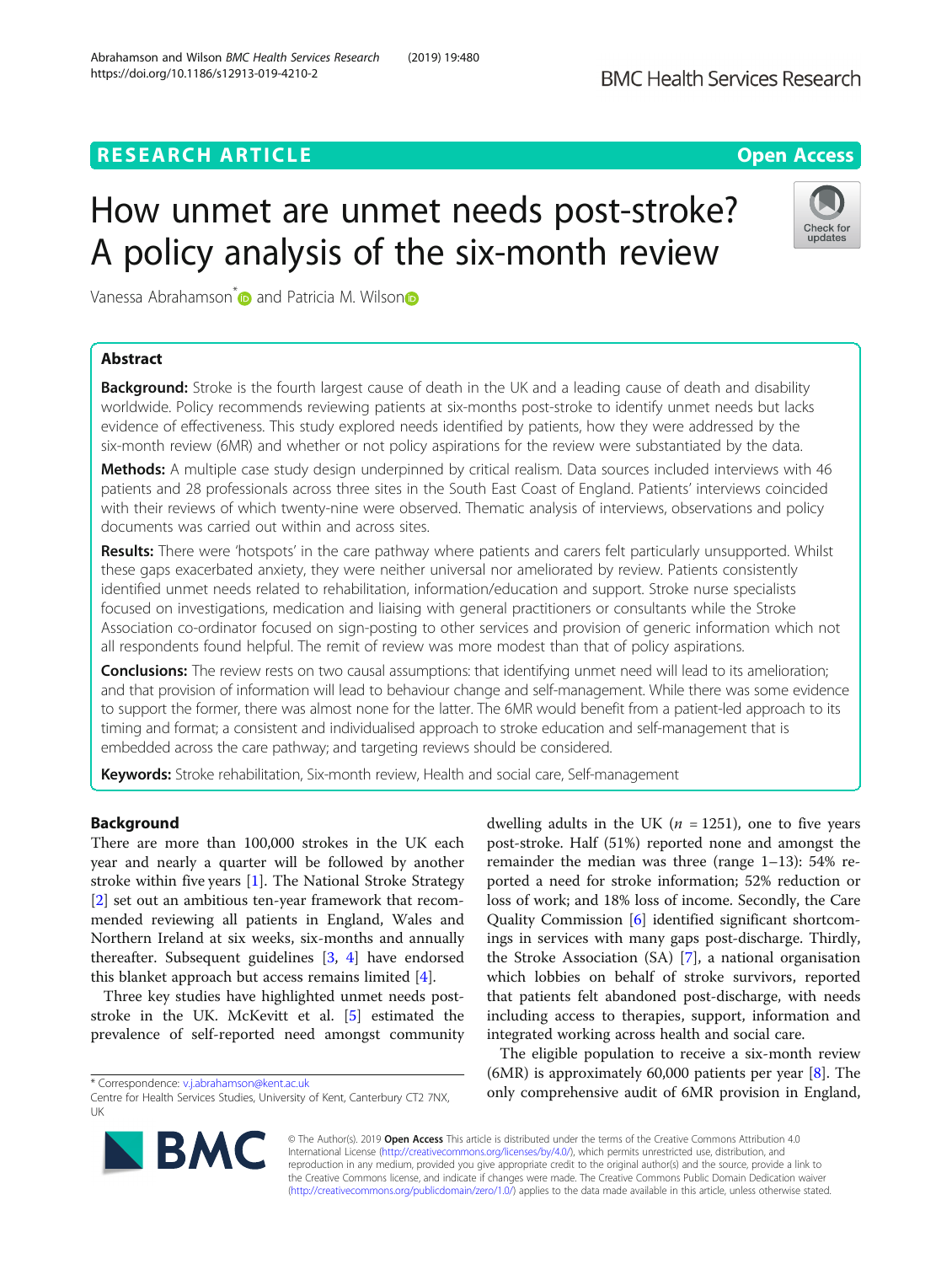RESEARCH ARTICLE

Open Access

# How unmet are unmet needs post-stroke? A policy analysis of the six-month review

Vanessa Abrahamson* and Patricia M. Wilson

## Abstract

**Background:** Stroke is the fourth largest cause of death in the UK and a leading cause of death and disability worldwide. Policy recommends reviewing patients at six-months post-stroke to identify unmet needs but lacks evidence of effectiveness. This study explored needs identified by patients, how they were addressed by the six-month review (6MR) and whether or not policy aspirations for the review were substantiated by the data.

**Methods:** A multiple case study design underpinned by critical realism. Data sources included interviews with 46 patients and 28 professionals across three sites in the South East Coast of England. Patients' interviews coincided with their reviews of which twenty-nine were observed. Thematic analysis of interviews, observations and policy documents was carried out within and across sites.

**Results:** There were 'hotspots' in the care pathway where patients and carers felt particularly unsupported. Whilst these gaps exacerbated anxiety, they were neither universal nor ameliorated by review. Patients consistently identified unmet needs related to rehabilitation, information/education and support. Stroke nurse specialists focused on investigations, medication and liaising with general practitioners or consultants while the Stroke Association co-ordinator focused on sign-posting to other services and provision of generic information which not all respondents found helpful. The remit of review was more modest than that of policy aspirations.

**Conclusions:** The review rests on two causal assumptions: that identifying unmet need will lead to its amelioration; and that provision of information will lead to behaviour change and self-management. While there was some evidence to support the former, there was almost none for the latter. The 6MR would benefit from a patient-led approach to its timing and format; a consistent and individualised approach to stroke education and self-management that is embedded across the care pathway; and targeting reviews should be considered.

**Keywords:** Stroke rehabilitation, Six-month review, Health and social care, Self-management

## Background

There are more than 100,000 strokes in the UK each year and nearly a quarter will be followed by another stroke within five years [1]. The National Stroke Strategy [2] set out an ambitious ten-year framework that recommended reviewing all patients in England, Wales and Northern Ireland at six weeks, six-months and annually thereafter. Subsequent guidelines [3, 4] have endorsed this blanket approach but access remains limited [4].

Three key studies have highlighted unmet needs post-stroke in the UK. McKevitt et al. [5] estimated the prevalence of self-reported need amongst community dwelling adults in the UK ($n$ = 1251), one to five years post-stroke. Half (51%) reported none and amongst the remainder the median was three (range 1–13): 54% reported a need for stroke information; 52% reduction or loss of work; and 18% loss of income. Secondly, the Care Quality Commission [6] identified significant shortcomings in services with many gaps post-discharge. Thirdly, the Stroke Association (SA) [7], a national organisation which lobbies on behalf of stroke survivors, reported that patients felt abandoned post-discharge, with needs including access to therapies, support, information and integrated working across health and social care.

The eligible population to receive a six-month review (6MR) is approximately 60,000 patients per year [8]. The only comprehensive audit of 6MR provision in England,

* Correspondence: v.j.abrahamson@kent.ac.uk
Centre for Health Services Studies, University of Kent, Canterbury CT2 7NX, UK

© The Author(s). 2019 **Open Access** This article is distributed under the terms of the Creative Commons Attribution 4.0 International License (http://creativecommons.org/licenses/by/4.0/), which permits unrestricted use, distribution, and reproduction in any medium, provided you give appropriate credit to the original author(s) and the source, provide a link to the Creative Commons license, and indicate if changes were made. The Creative Commons Public Domain Dedication waiver (http://creativecommons.org/publicdomain/zero/1.0/) applies to the data made available in this article, unless otherwise stated.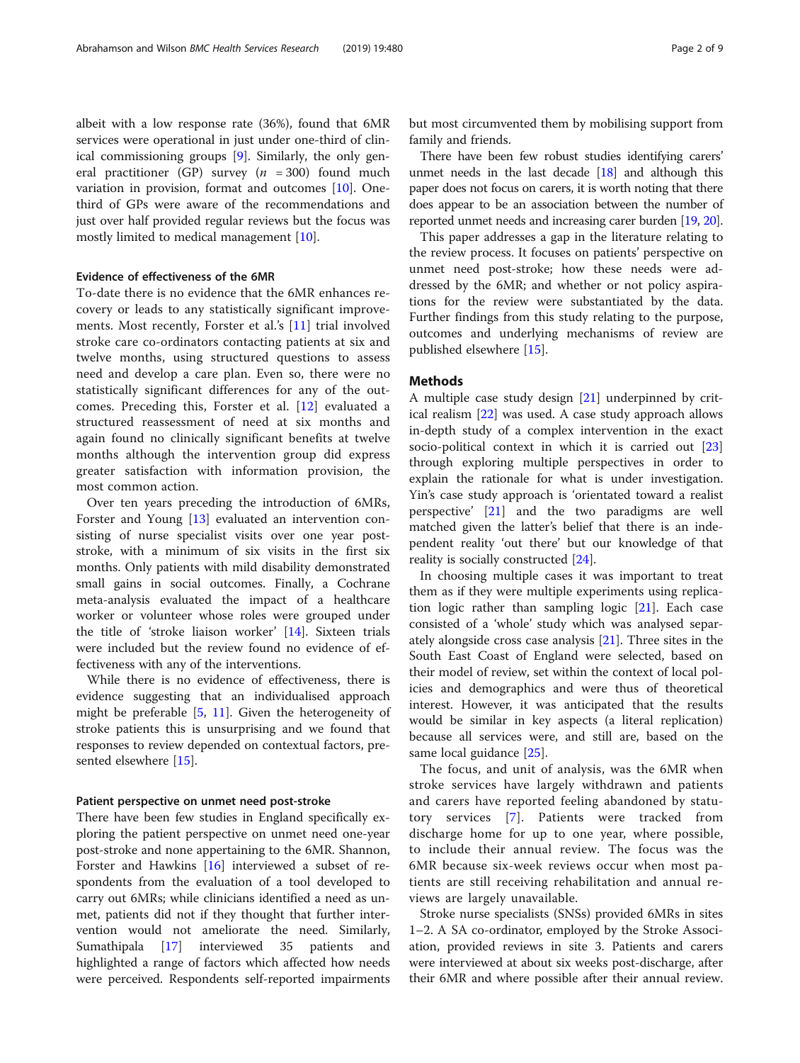albeit with a low response rate (36%), found that 6MR services were operational in just under one-third of clinical commissioning groups [9]. Similarly, the only general practitioner (GP) survey ($n$ = 300) found much variation in provision, format and outcomes [10]. One-third of GPs were aware of the recommendations and just over half provided regular reviews but the focus was mostly limited to medical management [10].

### Evidence of effectiveness of the 6MR

To-date there is no evidence that the 6MR enhances recovery or leads to any statistically significant improvements. Most recently, Forster et al.'s [11] trial involved stroke care co-ordinators contacting patients at six and twelve months, using structured questions to assess need and develop a care plan. Even so, there were no statistically significant differences for any of the outcomes. Preceding this, Forster et al. [12] evaluated a structured reassessment of need at six months and again found no clinically significant benefits at twelve months although the intervention group did express greater satisfaction with information provision, the most common action.

Over ten years preceding the introduction of 6MRs, Forster and Young [13] evaluated an intervention consisting of nurse specialist visits over one year post-stroke, with a minimum of six visits in the first six months. Only patients with mild disability demonstrated small gains in social outcomes. Finally, a Cochrane meta-analysis evaluated the impact of a healthcare worker or volunteer whose roles were grouped under the title of 'stroke liaison worker' [14]. Sixteen trials were included but the review found no evidence of effectiveness with any of the interventions.

While there is no evidence of effectiveness, there is evidence suggesting that an individualised approach might be preferable [5, 11]. Given the heterogeneity of stroke patients this is unsurprising and we found that responses to review depended on contextual factors, presented elsewhere [15].

### Patient perspective on unmet need post-stroke

There have been few studies in England specifically exploring the patient perspective on unmet need one-year post-stroke and none appertaining to the 6MR. Shannon, Forster and Hawkins [16] interviewed a subset of respondents from the evaluation of a tool developed to carry out 6MRs; while clinicians identified a need as unmet, patients did not if they thought that further intervention would not ameliorate the need. Similarly, Sumathipala [17] interviewed 35 patients and highlighted a range of factors which affected how needs were perceived. Respondents self-reported impairments but most circumvented them by mobilising support from family and friends.

There have been few robust studies identifying carers' unmet needs in the last decade [18] and although this paper does not focus on carers, it is worth noting that there does appear to be an association between the number of reported unmet needs and increasing carer burden [19, 20].

This paper addresses a gap in the literature relating to the review process. It focuses on patients' perspective on unmet need post-stroke; how these needs were addressed by the 6MR; and whether or not policy aspirations for the review were substantiated by the data. Further findings from this study relating to the purpose, outcomes and underlying mechanisms of review are published elsewhere [15].

## Methods

A multiple case study design [21] underpinned by critical realism [22] was used. A case study approach allows in-depth study of a complex intervention in the exact socio-political context in which it is carried out [23] through exploring multiple perspectives in order to explain the rationale for what is under investigation. Yin's case study approach is 'orientated toward a realist perspective' [21] and the two paradigms are well matched given the latter's belief that there is an independent reality 'out there' but our knowledge of that reality is socially constructed [24].

In choosing multiple cases it was important to treat them as if they were multiple experiments using replication logic rather than sampling logic [21]. Each case consisted of a 'whole' study which was analysed separately alongside cross case analysis [21]. Three sites in the South East Coast of England were selected, based on their model of review, set within the context of local policies and demographics and were thus of theoretical interest. However, it was anticipated that the results would be similar in key aspects (a literal replication) because all services were, and still are, based on the same local guidance [25].

The focus, and unit of analysis, was the 6MR when stroke services have largely withdrawn and patients and carers have reported feeling abandoned by statutory services [7]. Patients were tracked from discharge home for up to one year, where possible, to include their annual review. The focus was the 6MR because six-week reviews occur when most patients are still receiving rehabilitation and annual reviews are largely unavailable.

Stroke nurse specialists (SNSs) provided 6MRs in sites 1–2. A SA co-ordinator, employed by the Stroke Association, provided reviews in site 3. Patients and carers were interviewed at about six weeks post-discharge, after their 6MR and where possible after their annual review.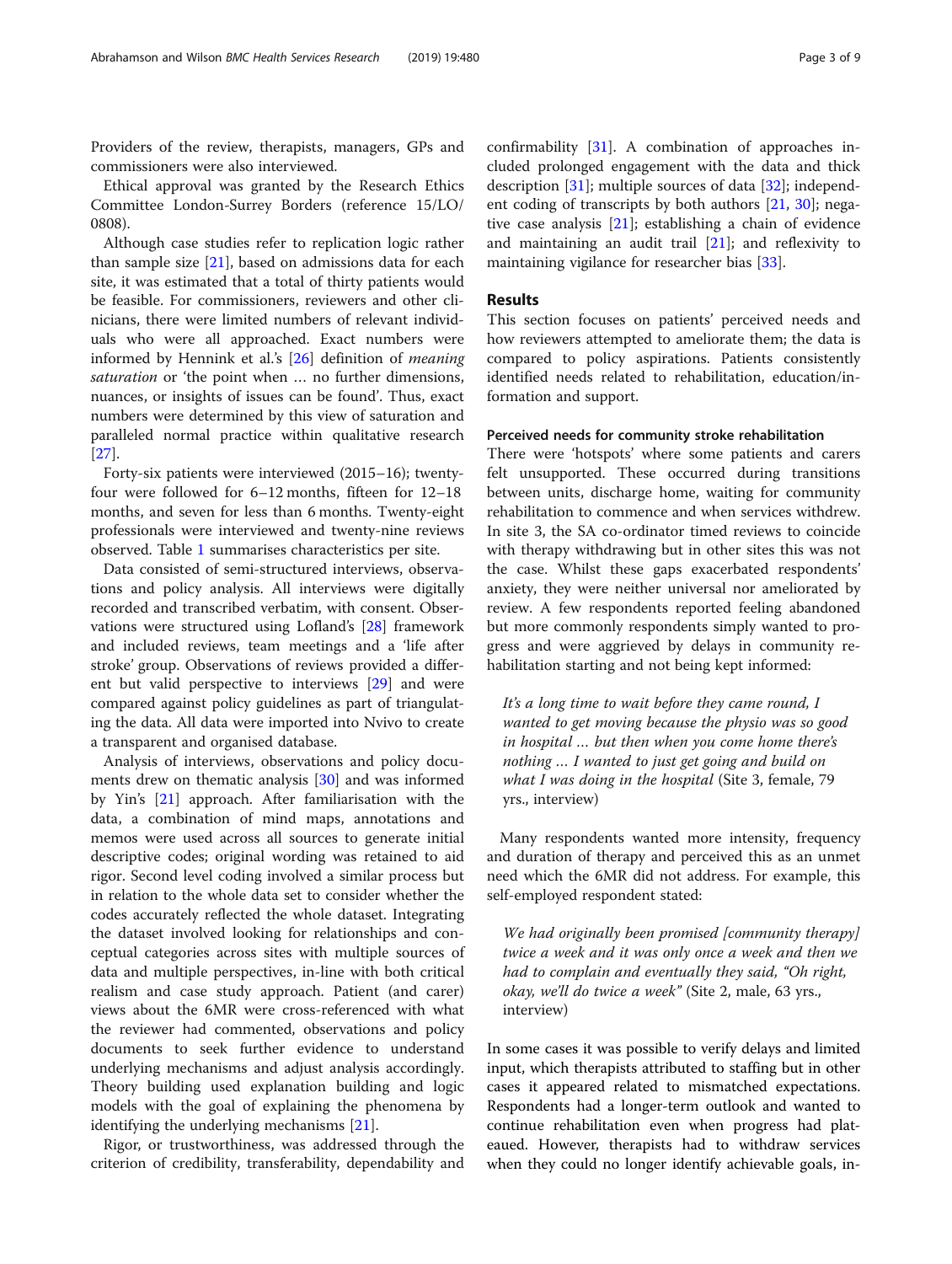Providers of the review, therapists, managers, GPs and commissioners were also interviewed.

Ethical approval was granted by the Research Ethics Committee London-Surrey Borders (reference 15/LO/0808).

Although case studies refer to replication logic rather than sample size [21], based on admissions data for each site, it was estimated that a total of thirty patients would be feasible. For commissioners, reviewers and other clinicians, there were limited numbers of relevant individuals who were all approached. Exact numbers were informed by Hennink et al.'s [26] definition of *meaning saturation* or 'the point when … no further dimensions, nuances, or insights of issues can be found'. Thus, exact numbers were determined by this view of saturation and paralleled normal practice within qualitative research [27].

Forty-six patients were interviewed (2015–16); twenty-four were followed for 6–12 months, fifteen for 12–18 months, and seven for less than 6 months. Twenty-eight professionals were interviewed and twenty-nine reviews observed. Table 1 summarises characteristics per site.

Data consisted of semi-structured interviews, observations and policy analysis. All interviews were digitally recorded and transcribed verbatim, with consent. Observations were structured using Lofland's [28] framework and included reviews, team meetings and a 'life after stroke' group. Observations of reviews provided a different but valid perspective to interviews [29] and were compared against policy guidelines as part of triangulating the data. All data were imported into Nvivo to create a transparent and organised database.

Analysis of interviews, observations and policy documents drew on thematic analysis [30] and was informed by Yin's [21] approach. After familiarisation with the data, a combination of mind maps, annotations and memos were used across all sources to generate initial descriptive codes; original wording was retained to aid rigor. Second level coding involved a similar process but in relation to the whole data set to consider whether the codes accurately reflected the whole dataset. Integrating the dataset involved looking for relationships and conceptual categories across sites with multiple sources of data and multiple perspectives, in-line with both critical realism and case study approach. Patient (and carer) views about the 6MR were cross-referenced with what the reviewer had commented, observations and policy documents to seek further evidence to understand underlying mechanisms and adjust analysis accordingly. Theory building used explanation building and logic models with the goal of explaining the phenomena by identifying the underlying mechanisms [21].

Rigor, or trustworthiness, was addressed through the criterion of credibility, transferability, dependability and confirmability [31]. A combination of approaches included prolonged engagement with the data and thick description [31]; multiple sources of data [32]; independent coding of transcripts by both authors [21, 30]; negative case analysis [21]; establishing a chain of evidence and maintaining an audit trail [21]; and reflexivity to maintaining vigilance for researcher bias [33].

## Results

This section focuses on patients' perceived needs and how reviewers attempted to ameliorate them; the data is compared to policy aspirations. Patients consistently identified needs related to rehabilitation, education/information and support.

### Perceived needs for community stroke rehabilitation

There were 'hotspots' where some patients and carers felt unsupported. These occurred during transitions between units, discharge home, waiting for community rehabilitation to commence and when services withdrew. In site 3, the SA co-ordinator timed reviews to coincide with therapy withdrawing but in other sites this was not the case. Whilst these gaps exacerbated respondents' anxiety, they were neither universal nor ameliorated by review. A few respondents reported feeling abandoned but more commonly respondents simply wanted to progress and were aggrieved by delays in community rehabilitation starting and not being kept informed:

> *It's a long time to wait before they came round, I wanted to get moving because the physio was so good in hospital … but then when you come home there's nothing … I wanted to just get going and build on what I was doing in the hospital* (Site 3, female, 79 yrs., interview)

Many respondents wanted more intensity, frequency and duration of therapy and perceived this as an unmet need which the 6MR did not address. For example, this self-employed respondent stated:

> *We had originally been promised [community therapy] twice a week and it was only once a week and then we had to complain and eventually they said, "Oh right, okay, we'll do twice a week"* (Site 2, male, 63 yrs., interview)

In some cases it was possible to verify delays and limited input, which therapists attributed to staffing but in other cases it appeared related to mismatched expectations. Respondents had a longer-term outlook and wanted to continue rehabilitation even when progress had plateaued. However, therapists had to withdraw services when they could no longer identify achievable goals, in-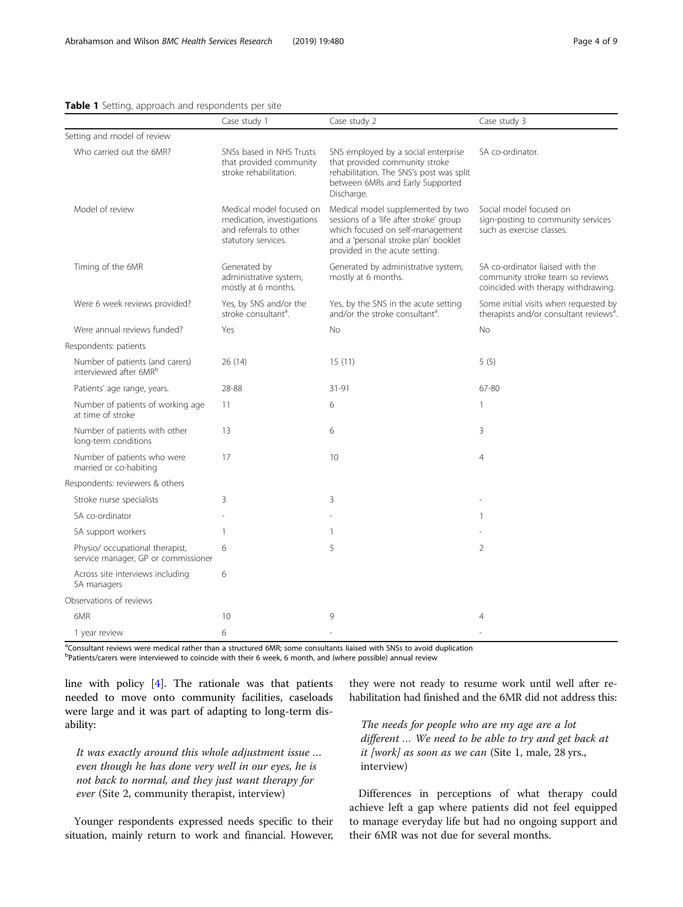**Table 1** Setting, approach and respondents per site

| | Case study 1 | Case study 2 | Case study 3 |
|---|---|---|---|
| Setting and model of review | | | |
| Who carried out the 6MR? | SNSs based in NHS Trusts that provided community stroke rehabilitation. | SNS employed by a social enterprise that provided community stroke rehabilitation. The SNS's post was split between 6MRs and Early Supported Discharge. | SA co-ordinator. |
| Model of review | Medical model focused on medication, investigations and referrals to other statutory services. | Medical model supplemented by two sessions of a 'life after stroke' group which focused on self-management and a 'personal stroke plan' booklet provided in the acute setting. | Social model focused on sign-posting to community services such as exercise classes. |
| Timing of the 6MR | Generated by administrative system, mostly at 6 months. | Generated by administrative system, mostly at 6 months. | SA co-ordinator liaised with the community stroke team so reviews coincided with therapy withdrawing. |
| Were 6 week reviews provided? | Yes, by SNS and/or the stroke consultant[a]. | Yes, by the SNS in the acute setting and/or the stroke consultant[a]. | Some initial visits when requested by therapists and/or consultant reviews[a]. |
| Were annual reviews funded? | Yes | No | No |
| Respondents: patients | | | |
| Number of patients (and carers) interviewed after 6MR[b] | 26 (14) | 15 (11) | 5 (5) |
| Patients' age range, years. | 28-88 | 31-91 | 67-80 |
| Number of patients of working age at time of stroke | 11 | 6 | 1 |
| Number of patients with other long-term conditions | 13 | 6 | 3 |
| Number of patients who were married or co-habiting | 17 | 10 | 4 |
| Respondents: reviewers & others | | | |
| Stroke nurse specialists | 3 | 3 | - |
| SA co-ordinator | - | - | 1 |
| SA support workers | 1 | 1 | - |
| Physio/ occupational therapist, service manager, GP or commissioner | 6 | 5 | 2 |
| Across site interviews including SA managers | 6 | | |
| Observations of reviews | | | |
| 6MR | 10 | 9 | 4 |
| 1 year review | 6 | - | - |

[a]Consultant reviews were medical rather than a structured 6MR; some consultants liaised with SNSs to avoid duplication
[b]Patients/carers were interviewed to coincide with their 6 week, 6 month, and (where possible) annual review

line with policy [4]. The rationale was that patients needed to move onto community facilities, caseloads were large and it was part of adapting to long-term disability:

> *It was exactly around this whole adjustment issue … even though he has done very well in our eyes, he is not back to normal, and they just want therapy for ever* (Site 2, community therapist, interview)

Younger respondents expressed needs specific to their situation, mainly return to work and financial. However, they were not ready to resume work until well after rehabilitation had finished and the 6MR did not address this:

> *The needs for people who are my age are a lot different … We need to be able to try and get back at it [work] as soon as we can* (Site 1, male, 28 yrs., interview)

Differences in perceptions of what therapy could achieve left a gap where patients did not feel equipped to manage everyday life but had no ongoing support and their 6MR was not due for several months.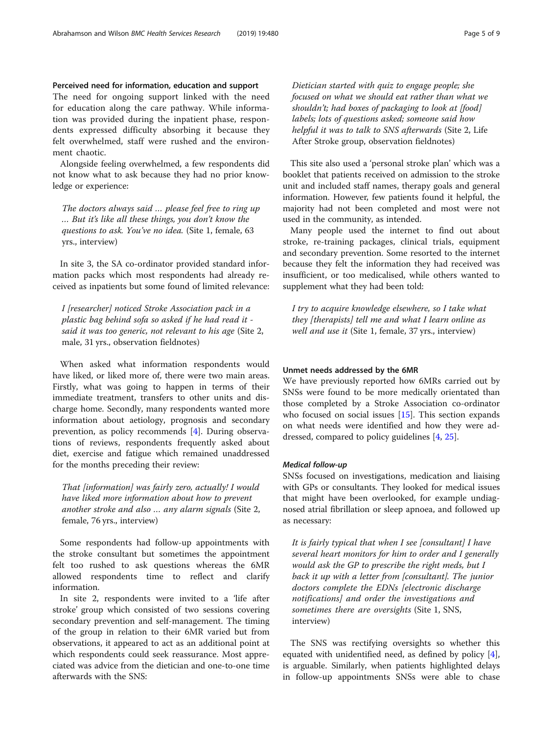### Perceived need for information, education and support

The need for ongoing support linked with the need for education along the care pathway. While information was provided during the inpatient phase, respondents expressed difficulty absorbing it because they felt overwhelmed, staff were rushed and the environment chaotic.

Alongside feeling overwhelmed, a few respondents did not know what to ask because they had no prior knowledge or experience:

> *The doctors always said … please feel free to ring up … But it's like all these things, you don't know the questions to ask. You've no idea.* (Site 1, female, 63 yrs., interview)

In site 3, the SA co-ordinator provided standard information packs which most respondents had already received as inpatients but some found of limited relevance:

> *I [researcher] noticed Stroke Association pack in a plastic bag behind sofa so asked if he had read it - said it was too generic, not relevant to his age* (Site 2, male, 31 yrs., observation fieldnotes)

When asked what information respondents would have liked, or liked more of, there were two main areas. Firstly, what was going to happen in terms of their immediate treatment, transfers to other units and discharge home. Secondly, many respondents wanted more information about aetiology, prognosis and secondary prevention, as policy recommends [4]. During observations of reviews, respondents frequently asked about diet, exercise and fatigue which remained unaddressed for the months preceding their review:

> *That [information] was fairly zero, actually! I would have liked more information about how to prevent another stroke and also … any alarm signals* (Site 2, female, 76 yrs., interview)

Some respondents had follow-up appointments with the stroke consultant but sometimes the appointment felt too rushed to ask questions whereas the 6MR allowed respondents time to reflect and clarify information.

In site 2, respondents were invited to a 'life after stroke' group which consisted of two sessions covering secondary prevention and self-management. The timing of the group in relation to their 6MR varied but from observations, it appeared to act as an additional point at which respondents could seek reassurance. Most appreciated was advice from the dietician and one-to-one time afterwards with the SNS:

> *Dietician started with quiz to engage people; she focused on what we should eat rather than what we shouldn't; had boxes of packaging to look at [food] labels; lots of questions asked; someone said how helpful it was to talk to SNS afterwards* (Site 2, Life After Stroke group, observation fieldnotes)

This site also used a 'personal stroke plan' which was a booklet that patients received on admission to the stroke unit and included staff names, therapy goals and general information. However, few patients found it helpful, the majority had not been completed and most were not used in the community, as intended.

Many people used the internet to find out about stroke, re-training packages, clinical trials, equipment and secondary prevention. Some resorted to the internet because they felt the information they had received was insufficient, or too medicalised, while others wanted to supplement what they had been told:

> *I try to acquire knowledge elsewhere, so I take what they [therapists] tell me and what I learn online as well and use it* (Site 1, female, 37 yrs., interview)

### Unmet needs addressed by the 6MR

We have previously reported how 6MRs carried out by SNSs were found to be more medically orientated than those completed by a Stroke Association co-ordinator who focused on social issues [15]. This section expands on what needs were identified and how they were addressed, compared to policy guidelines [4, 25].

#### *Medical follow-up*

SNSs focused on investigations, medication and liaising with GPs or consultants. They looked for medical issues that might have been overlooked, for example undiagnosed atrial fibrillation or sleep apnoea, and followed up as necessary:

> *It is fairly typical that when I see [consultant] I have several heart monitors for him to order and I generally would ask the GP to prescribe the right meds, but I back it up with a letter from [consultant]. The junior doctors complete the EDNs [electronic discharge notifications] and order the investigations and sometimes there are oversights* (Site 1, SNS, interview)

The SNS was rectifying oversights so whether this equated with unidentified need, as defined by policy [4], is arguable. Similarly, when patients highlighted delays in follow-up appointments SNSs were able to chase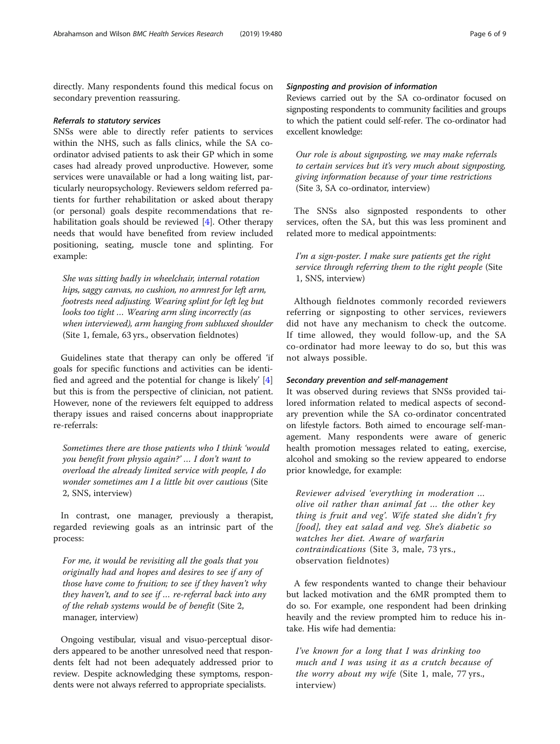directly. Many respondents found this medical focus on secondary prevention reassuring.

#### *Referrals to statutory services*

SNSs were able to directly refer patients to services within the NHS, such as falls clinics, while the SA co-ordinator advised patients to ask their GP which in some cases had already proved unproductive. However, some services were unavailable or had a long waiting list, particularly neuropsychology. Reviewers seldom referred patients for further rehabilitation or asked about therapy (or personal) goals despite recommendations that rehabilitation goals should be reviewed [4]. Other therapy needs that would have benefited from review included positioning, seating, muscle tone and splinting. For example:

> *She was sitting badly in wheelchair, internal rotation hips, saggy canvas, no cushion, no armrest for left arm, footrests need adjusting. Wearing splint for left leg but looks too tight … Wearing arm sling incorrectly (as when interviewed), arm hanging from subluxed shoulder* (Site 1, female, 63 yrs., observation fieldnotes)

Guidelines state that therapy can only be offered 'if goals for specific functions and activities can be identified and agreed and the potential for change is likely' [4] but this is from the perspective of clinician, not patient. However, none of the reviewers felt equipped to address therapy issues and raised concerns about inappropriate re-referrals:

> *Sometimes there are those patients who I think 'would you benefit from physio again?' … I don't want to overload the already limited service with people, I do wonder sometimes am I a little bit over cautious* (Site 2, SNS, interview)

In contrast, one manager, previously a therapist, regarded reviewing goals as an intrinsic part of the process:

> *For me, it would be revisiting all the goals that you originally had and hopes and desires to see if any of those have come to fruition; to see if they haven't why they haven't, and to see if … re-referral back into any of the rehab systems would be of benefit* (Site 2, manager, interview)

Ongoing vestibular, visual and visuo-perceptual disorders appeared to be another unresolved need that respondents felt had not been adequately addressed prior to review. Despite acknowledging these symptoms, respondents were not always referred to appropriate specialists.

#### *Signposting and provision of information*

Reviews carried out by the SA co-ordinator focused on signposting respondents to community facilities and groups to which the patient could self-refer. The co-ordinator had excellent knowledge:

> *Our role is about signposting, we may make referrals to certain services but it's very much about signposting, giving information because of your time restrictions* (Site 3, SA co-ordinator, interview)

The SNSs also signposted respondents to other services, often the SA, but this was less prominent and related more to medical appointments:

> *I'm a sign-poster. I make sure patients get the right service through referring them to the right people* (Site 1, SNS, interview)

Although fieldnotes commonly recorded reviewers referring or signposting to other services, reviewers did not have any mechanism to check the outcome. If time allowed, they would follow-up, and the SA co-ordinator had more leeway to do so, but this was not always possible.

#### *Secondary prevention and self-management*

It was observed during reviews that SNSs provided tailored information related to medical aspects of secondary prevention while the SA co-ordinator concentrated on lifestyle factors. Both aimed to encourage self-management. Many respondents were aware of generic health promotion messages related to eating, exercise, alcohol and smoking so the review appeared to endorse prior knowledge, for example:

> *Reviewer advised 'everything in moderation … olive oil rather than animal fat … the other key thing is fruit and veg'. Wife stated she didn't fry [food], they eat salad and veg. She's diabetic so watches her diet. Aware of warfarin contraindications* (Site 3, male, 73 yrs., observation fieldnotes)

A few respondents wanted to change their behaviour but lacked motivation and the 6MR prompted them to do so. For example, one respondent had been drinking heavily and the review prompted him to reduce his intake. His wife had dementia:

> *I've known for a long that I was drinking too much and I was using it as a crutch because of the worry about my wife* (Site 1, male, 77 yrs., interview)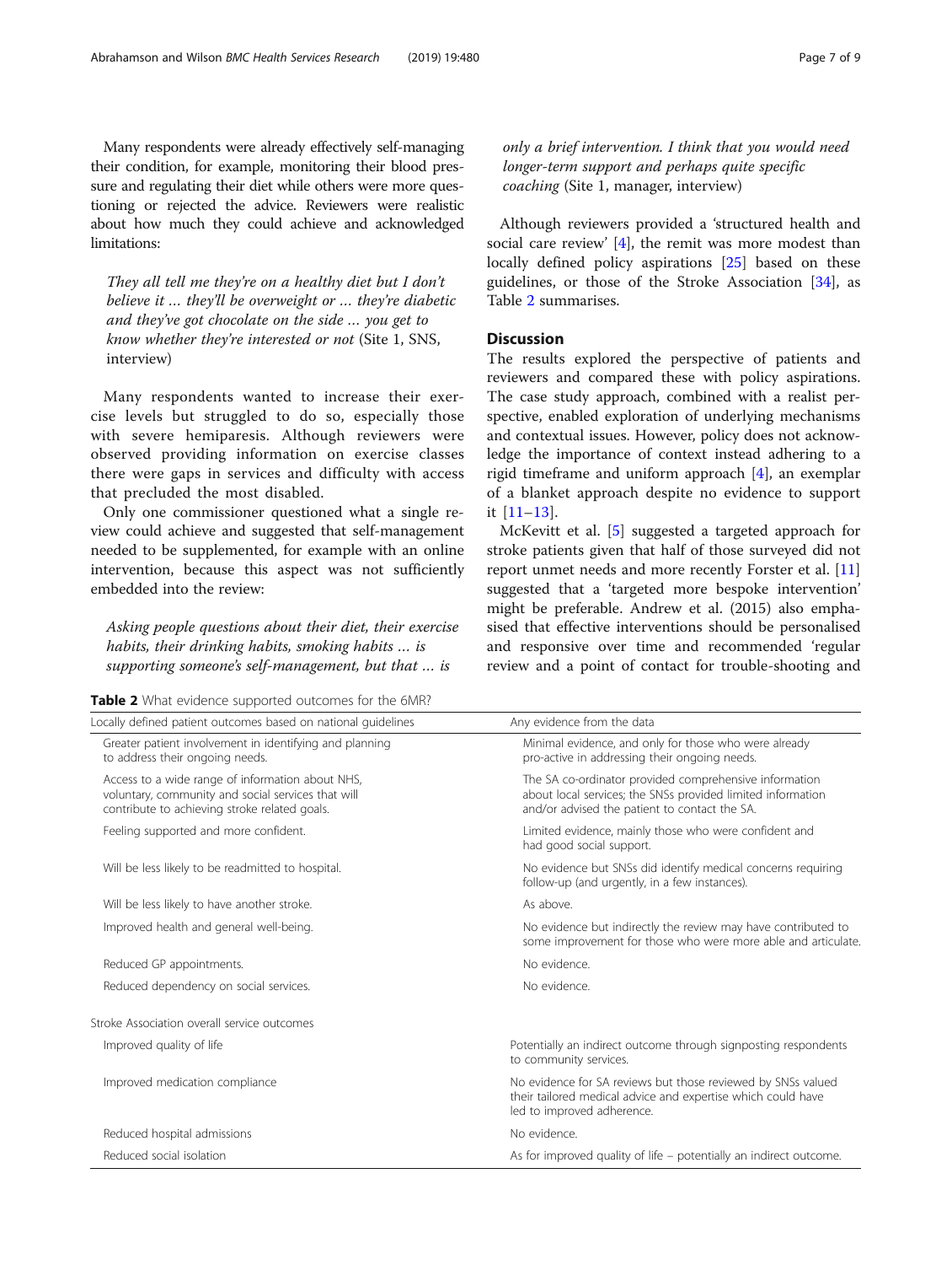Many respondents were already effectively self-managing their condition, for example, monitoring their blood pressure and regulating their diet while others were more questioning or rejected the advice. Reviewers were realistic about how much they could achieve and acknowledged limitations:

> *They all tell me they're on a healthy diet but I don't believe it … they'll be overweight or … they're diabetic and they've got chocolate on the side … you get to know whether they're interested or not* (Site 1, SNS, interview)

Many respondents wanted to increase their exercise levels but struggled to do so, especially those with severe hemiparesis. Although reviewers were observed providing information on exercise classes there were gaps in services and difficulty with access that precluded the most disabled.

Only one commissioner questioned what a single review could achieve and suggested that self-management needed to be supplemented, for example with an online intervention, because this aspect was not sufficiently embedded into the review:

> *Asking people questions about their diet, their exercise habits, their drinking habits, smoking habits … is supporting someone's self-management, but that … is only a brief intervention. I think that you would need longer-term support and perhaps quite specific coaching* (Site 1, manager, interview)

Although reviewers provided a 'structured health and social care review' [4], the remit was more modest than locally defined policy aspirations [25] based on these guidelines, or those of the Stroke Association [34], as Table 2 summarises.

## Discussion

The results explored the perspective of patients and reviewers and compared these with policy aspirations. The case study approach, combined with a realist perspective, enabled exploration of underlying mechanisms and contextual issues. However, policy does not acknowledge the importance of context instead adhering to a rigid timeframe and uniform approach [4], an exemplar of a blanket approach despite no evidence to support it [11–13].

McKevitt et al. [5] suggested a targeted approach for stroke patients given that half of those surveyed did not report unmet needs and more recently Forster et al. [11] suggested that a 'targeted more bespoke intervention' might be preferable. Andrew et al. (2015) also emphasised that effective interventions should be personalised and responsive over time and recommended 'regular review and a point of contact for trouble-shooting and

**Table 2** What evidence supported outcomes for the 6MR?

| Locally defined patient outcomes based on national guidelines | Any evidence from the data |
|---|---|
| Greater patient involvement in identifying and planning to address their ongoing needs. | Minimal evidence, and only for those who were already pro-active in addressing their ongoing needs. |
| Access to a wide range of information about NHS, voluntary, community and social services that will contribute to achieving stroke related goals. | The SA co-ordinator provided comprehensive information about local services; the SNSs provided limited information and/or advised the patient to contact the SA. |
| Feeling supported and more confident. | Limited evidence, mainly those who were confident and had good social support. |
| Will be less likely to be readmitted to hospital. | No evidence but SNSs did identify medical concerns requiring follow-up (and urgently, in a few instances). |
| Will be less likely to have another stroke. | As above. |
| Improved health and general well-being. | No evidence but indirectly the review may have contributed to some improvement for those who were more able and articulate. |
| Reduced GP appointments. | No evidence. |
| Reduced dependency on social services. | No evidence. |
| **Stroke Association overall service outcomes** | |
| Improved quality of life | Potentially an indirect outcome through signposting respondents to community services. |
| Improved medication compliance | No evidence for SA reviews but those reviewed by SNSs valued their tailored medical advice and expertise which could have led to improved adherence. |
| Reduced hospital admissions | No evidence. |
| Reduced social isolation | As for improved quality of life – potentially an indirect outcome. |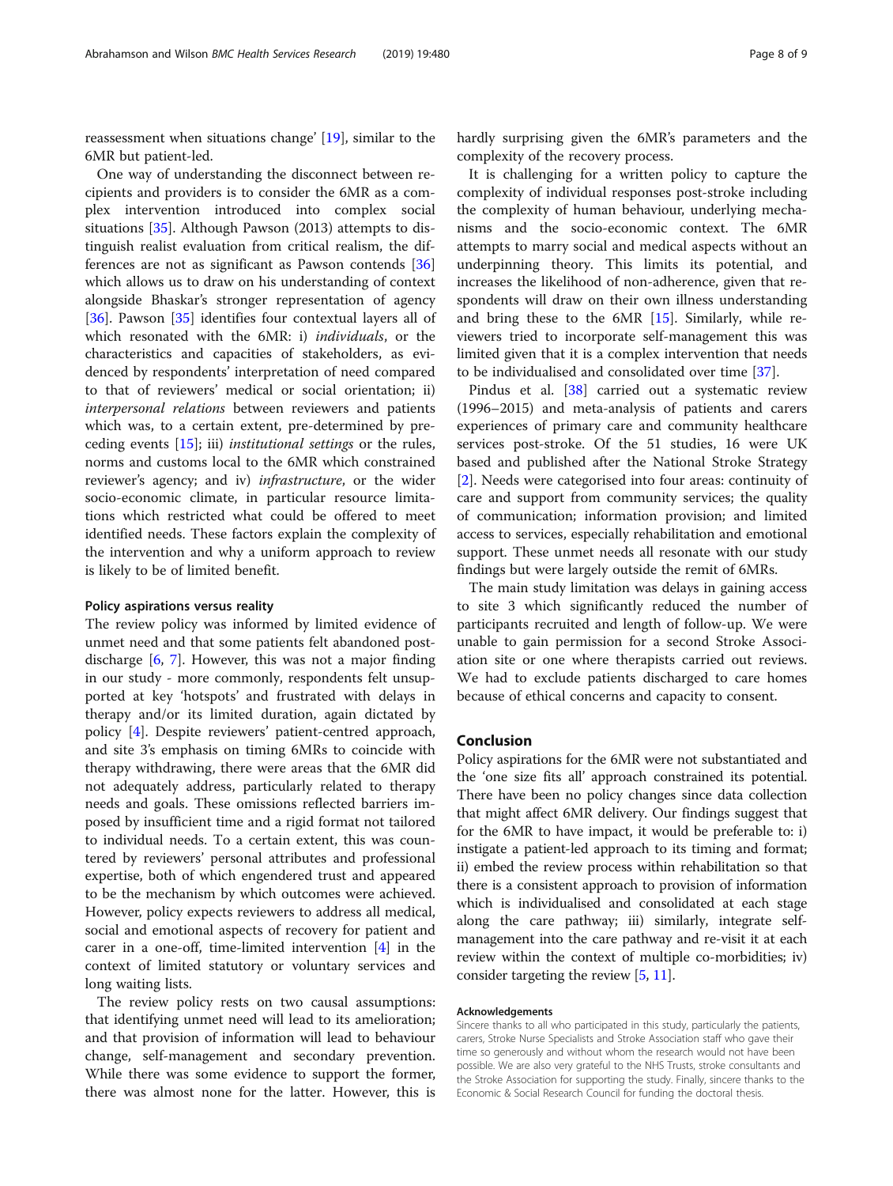reassessment when situations change' [19], similar to the 6MR but patient-led.

One way of understanding the disconnect between recipients and providers is to consider the 6MR as a complex intervention introduced into complex social situations [35]. Although Pawson (2013) attempts to distinguish realist evaluation from critical realism, the differences are not as significant as Pawson contends [36] which allows us to draw on his understanding of context alongside Bhaskar's stronger representation of agency [36]. Pawson [35] identifies four contextual layers all of which resonated with the 6MR: i) *individuals*, or the characteristics and capacities of stakeholders, as evidenced by respondents' interpretation of need compared to that of reviewers' medical or social orientation; ii) *interpersonal relations* between reviewers and patients which was, to a certain extent, pre-determined by preceding events [15]; iii) *institutional settings* or the rules, norms and customs local to the 6MR which constrained reviewer's agency; and iv) *infrastructure*, or the wider socio-economic climate, in particular resource limitations which restricted what could be offered to meet identified needs. These factors explain the complexity of the intervention and why a uniform approach to review is likely to be of limited benefit.

#### Policy aspirations versus reality

The review policy was informed by limited evidence of unmet need and that some patients felt abandoned post-discharge [6, 7]. However, this was not a major finding in our study - more commonly, respondents felt unsupported at key 'hotspots' and frustrated with delays in therapy and/or its limited duration, again dictated by policy [4]. Despite reviewers' patient-centred approach, and site 3's emphasis on timing 6MRs to coincide with therapy withdrawing, there were areas that the 6MR did not adequately address, particularly related to therapy needs and goals. These omissions reflected barriers imposed by insufficient time and a rigid format not tailored to individual needs. To a certain extent, this was countered by reviewers' personal attributes and professional expertise, both of which engendered trust and appeared to be the mechanism by which outcomes were achieved. However, policy expects reviewers to address all medical, social and emotional aspects of recovery for patient and carer in a one-off, time-limited intervention [4] in the context of limited statutory or voluntary services and long waiting lists.

The review policy rests on two causal assumptions: that identifying unmet need will lead to its amelioration; and that provision of information will lead to behaviour change, self-management and secondary prevention. While there was some evidence to support the former, there was almost none for the latter. However, this is hardly surprising given the 6MR's parameters and the complexity of the recovery process.

It is challenging for a written policy to capture the complexity of individual responses post-stroke including the complexity of human behaviour, underlying mechanisms and the socio-economic context. The 6MR attempts to marry social and medical aspects without an underpinning theory. This limits its potential, and increases the likelihood of non-adherence, given that respondents will draw on their own illness understanding and bring these to the 6MR [15]. Similarly, while reviewers tried to incorporate self-management this was limited given that it is a complex intervention that needs to be individualised and consolidated over time [37].

Pindus et al. [38] carried out a systematic review (1996–2015) and meta-analysis of patients and carers experiences of primary care and community healthcare services post-stroke. Of the 51 studies, 16 were UK based and published after the National Stroke Strategy [2]. Needs were categorised into four areas: continuity of care and support from community services; the quality of communication; information provision; and limited access to services, especially rehabilitation and emotional support. These unmet needs all resonate with our study findings but were largely outside the remit of 6MRs.

The main study limitation was delays in gaining access to site 3 which significantly reduced the number of participants recruited and length of follow-up. We were unable to gain permission for a second Stroke Association site or one where therapists carried out reviews. We had to exclude patients discharged to care homes because of ethical concerns and capacity to consent.

## Conclusion

Policy aspirations for the 6MR were not substantiated and the 'one size fits all' approach constrained its potential. There have been no policy changes since data collection that might affect 6MR delivery. Our findings suggest that for the 6MR to have impact, it would be preferable to: i) instigate a patient-led approach to its timing and format; ii) embed the review process within rehabilitation so that there is a consistent approach to provision of information which is individualised and consolidated at each stage along the care pathway; iii) similarly, integrate self-management into the care pathway and re-visit it at each review within the context of multiple co-morbidities; iv) consider targeting the review [5, 11].

#### Acknowledgements

Sincere thanks to all who participated in this study, particularly the patients, carers, Stroke Nurse Specialists and Stroke Association staff who gave their time so generously and without whom the research would not have been possible. We are also very grateful to the NHS Trusts, stroke consultants and the Stroke Association for supporting the study. Finally, sincere thanks to the Economic & Social Research Council for funding the doctoral thesis.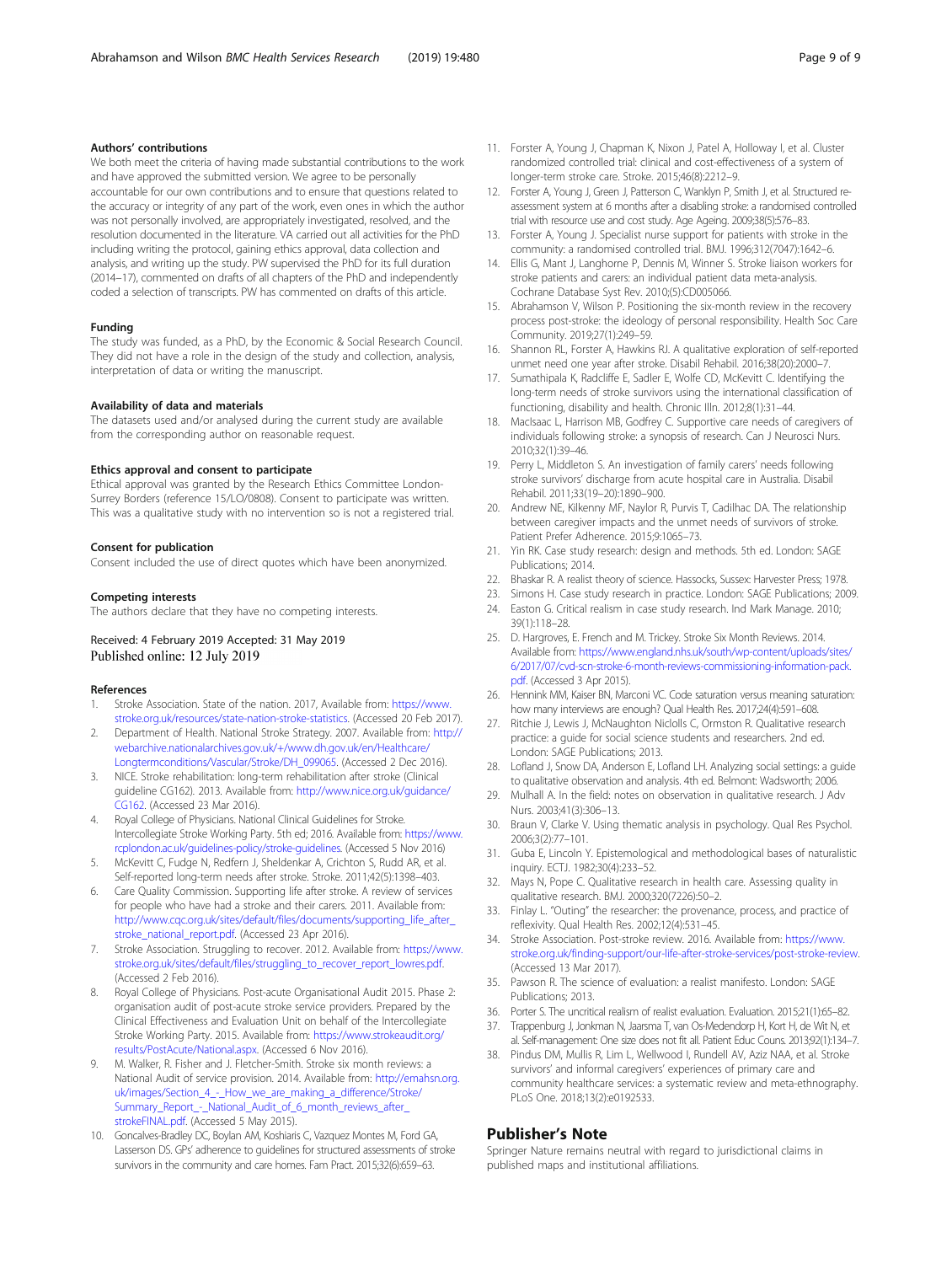### Authors' contributions

We both meet the criteria of having made substantial contributions to the work and have approved the submitted version. We agree to be personally accountable for our own contributions and to ensure that questions related to the accuracy or integrity of any part of the work, even ones in which the author was not personally involved, are appropriately investigated, resolved, and the resolution documented in the literature. VA carried out all activities for the PhD including writing the protocol, gaining ethics approval, data collection and analysis, and writing up the study. PW supervised the PhD for its full duration (2014–17), commented on drafts of all chapters of the PhD and independently coded a selection of transcripts. PW has commented on drafts of this article.

### Funding

The study was funded, as a PhD, by the Economic & Social Research Council. They did not have a role in the design of the study and collection, analysis, interpretation of data or writing the manuscript.

### Availability of data and materials

The datasets used and/or analysed during the current study are available from the corresponding author on reasonable request.

### Ethics approval and consent to participate

Ethical approval was granted by the Research Ethics Committee London-Surrey Borders (reference 15/LO/0808). Consent to participate was written. This was a qualitative study with no intervention so is not a registered trial.

### Consent for publication

Consent included the use of direct quotes which have been anonymized.

### Competing interests

The authors declare that they have no competing interests.

Received: 4 February 2019 Accepted: 31 May 2019
Published online: 12 July 2019

### References

1. Stroke Association. State of the nation. 2017, Available from: https://www.stroke.org.uk/resources/state-nation-stroke-statistics. (Accessed 20 Feb 2017).
2. Department of Health. National Stroke Strategy. 2007. Available from: http://webarchive.nationalarchives.gov.uk/+/www.dh.gov.uk/en/Healthcare/Longtermconditions/Vascular/Stroke/DH_099065. (Accessed 2 Dec 2016).
3. NICE. Stroke rehabilitation: long-term rehabilitation after stroke (Clinical guideline CG162). 2013. Available from: http://www.nice.org.uk/guidance/CG162. (Accessed 23 Mar 2016).
4. Royal College of Physicians. National Clinical Guidelines for Stroke. Intercollegiate Stroke Working Party. 5th ed; 2016. Available from: https://www.rcplondon.ac.uk/guidelines-policy/stroke-guidelines. (Accessed 5 Nov 2016)
5. McKevitt C, Fudge N, Redfern J, Sheldenkar A, Crichton S, Rudd AR, et al. Self-reported long-term needs after stroke. Stroke. 2011;42(5):1398–403.
6. Care Quality Commission. Supporting life after stroke. A review of services for people who have had a stroke and their carers. 2011. Available from: http://www.cqc.org.uk/sites/default/files/documents/supporting_life_after_stroke_national_report.pdf. (Accessed 23 Apr 2016).
7. Stroke Association. Struggling to recover. 2012. Available from: https://www.stroke.org.uk/sites/default/files/struggling_to_recover_report_lowres.pdf. (Accessed 2 Feb 2016).
8. Royal College of Physicians. Post-acute Organisational Audit 2015. Phase 2: organisation audit of post-acute stroke service providers. Prepared by the Clinical Effectiveness and Evaluation Unit on behalf of the Intercollegiate Stroke Working Party. 2015. Available from: https://www.strokeaudit.org/results/PostAcute/National.aspx. (Accessed 6 Nov 2016).
9. M. Walker, R. Fisher and J. Fletcher-Smith. Stroke six month reviews: a National Audit of service provision. 2014. Available from: http://emahsn.org.uk/images/Section_4_-_How_we_are_making_a_difference/Stroke/Summary_Report_-_National_Audit_of_6_month_reviews_after_strokeFINAL.pdf. (Accessed 5 May 2015).
10. Goncalves-Bradley DC, Boylan AM, Koshiaris C, Vazquez Montes M, Ford GA, Lasserson DS. GPs' adherence to guidelines for structured assessments of stroke survivors in the community and care homes. Fam Pract. 2015;32(6):659–63.
11. Forster A, Young J, Chapman K, Nixon J, Patel A, Holloway I, et al. Cluster randomized controlled trial: clinical and cost-effectiveness of a system of longer-term stroke care. Stroke. 2015;46(8):2212–9.
12. Forster A, Young J, Green J, Patterson C, Wanklyn P, Smith J, et al. Structured re-assessment system at 6 months after a disabling stroke: a randomised controlled trial with resource use and cost study. Age Ageing. 2009;38(5):576–83.
13. Forster A, Young J. Specialist nurse support for patients with stroke in the community: a randomised controlled trial. BMJ. 1996;312(7047):1642–6.
14. Ellis G, Mant J, Langhorne P, Dennis M, Winner S. Stroke liaison workers for stroke patients and carers: an individual patient data meta-analysis. Cochrane Database Syst Rev. 2010;(5):CD005066.
15. Abrahamson V, Wilson P. Positioning the six-month review in the recovery process post-stroke: the ideology of personal responsibility. Health Soc Care Community. 2019;27(1):249–59.
16. Shannon RL, Forster A, Hawkins RJ. A qualitative exploration of self-reported unmet need one year after stroke. Disabil Rehabil. 2016;38(20):2000–7.
17. Sumathipala K, Radcliffe E, Sadler E, Wolfe CD, McKevitt C. Identifying the long-term needs of stroke survivors using the international classification of functioning, disability and health. Chronic Illn. 2012;8(1):31–44.
18. MacIsaac L, Harrison MB, Godfrey C. Supportive care needs of caregivers of individuals following stroke: a synopsis of research. Can J Neurosci Nurs. 2010;32(1):39–46.
19. Perry L, Middleton S. An investigation of family carers' needs following stroke survivors' discharge from acute hospital care in Australia. Disabil Rehabil. 2011;33(19–20):1890–900.
20. Andrew NE, Kilkenny MF, Naylor R, Purvis T, Cadilhac DA. The relationship between caregiver impacts and the unmet needs of survivors of stroke. Patient Prefer Adherence. 2015;9:1065–73.
21. Yin RK. Case study research: design and methods. 5th ed. London: SAGE Publications; 2014.
22. Bhaskar R. A realist theory of science. Hassocks, Sussex: Harvester Press; 1978.
23. Simons H. Case study research in practice. London: SAGE Publications; 2009.
24. Easton G. Critical realism in case study research. Ind Mark Manage. 2010; 39(1):118–28.
25. D. Hargroves, E. French and M. Trickey. Stroke Six Month Reviews. 2014. Available from: https://www.england.nhs.uk/south/wp-content/uploads/sites/6/2017/07/cvd-scn-stroke-6-month-reviews-commissioning-information-pack.pdf. (Accessed 3 Apr 2015).
26. Hennink MM, Kaiser BN, Marconi VC. Code saturation versus meaning saturation: how many interviews are enough? Qual Health Res. 2017;24(4):591–608.
27. Ritchie J, Lewis J, McNaughton Niclolls C, Ormston R. Qualitative research practice: a guide for social science students and researchers. 2nd ed. London: SAGE Publications; 2013.
28. Lofland J, Snow DA, Anderson E, Lofland LH. Analyzing social settings: a guide to qualitative observation and analysis. 4th ed. Belmont: Wadsworth; 2006.
29. Mulhall A. In the field: notes on observation in qualitative research. J Adv Nurs. 2003;41(3):306–13.
30. Braun V, Clarke V. Using thematic analysis in psychology. Qual Res Psychol. 2006;3(2):77–101.
31. Guba E, Lincoln Y. Epistemological and methodological bases of naturalistic inquiry. ECTJ. 1982;30(4):233–52.
32. Mays N, Pope C. Qualitative research in health care. Assessing quality in qualitative research. BMJ. 2000;320(7226):50–2.
33. Finlay L. "Outing" the researcher: the provenance, process, and practice of reflexivity. Qual Health Res. 2002;12(4):531–45.
34. Stroke Association. Post-stroke review. 2016. Available from: https://www.stroke.org.uk/finding-support/our-life-after-stroke-services/post-stroke-review. (Accessed 13 Mar 2017).
35. Pawson R. The science of evaluation: a realist manifesto. London: SAGE Publications; 2013.
36. Porter S. The uncritical realism of realist evaluation. Evaluation. 2015;21(1):65–82.
37. Trappenburg J, Jonkman N, Jaarsma T, van Os-Medendorp H, Kort H, de Wit N, et al. Self-management: One size does not fit all. Patient Educ Couns. 2013;92(1):134–7.
38. Pindus DM, Mullis R, Lim L, Wellwood I, Rundell AV, Aziz NAA, et al. Stroke survivors' and informal caregivers' experiences of primary care and community healthcare services: a systematic review and meta-ethnography. PLoS One. 2018;13(2):e0192533.

## Publisher's Note

Springer Nature remains neutral with regard to jurisdictional claims in published maps and institutional affiliations.